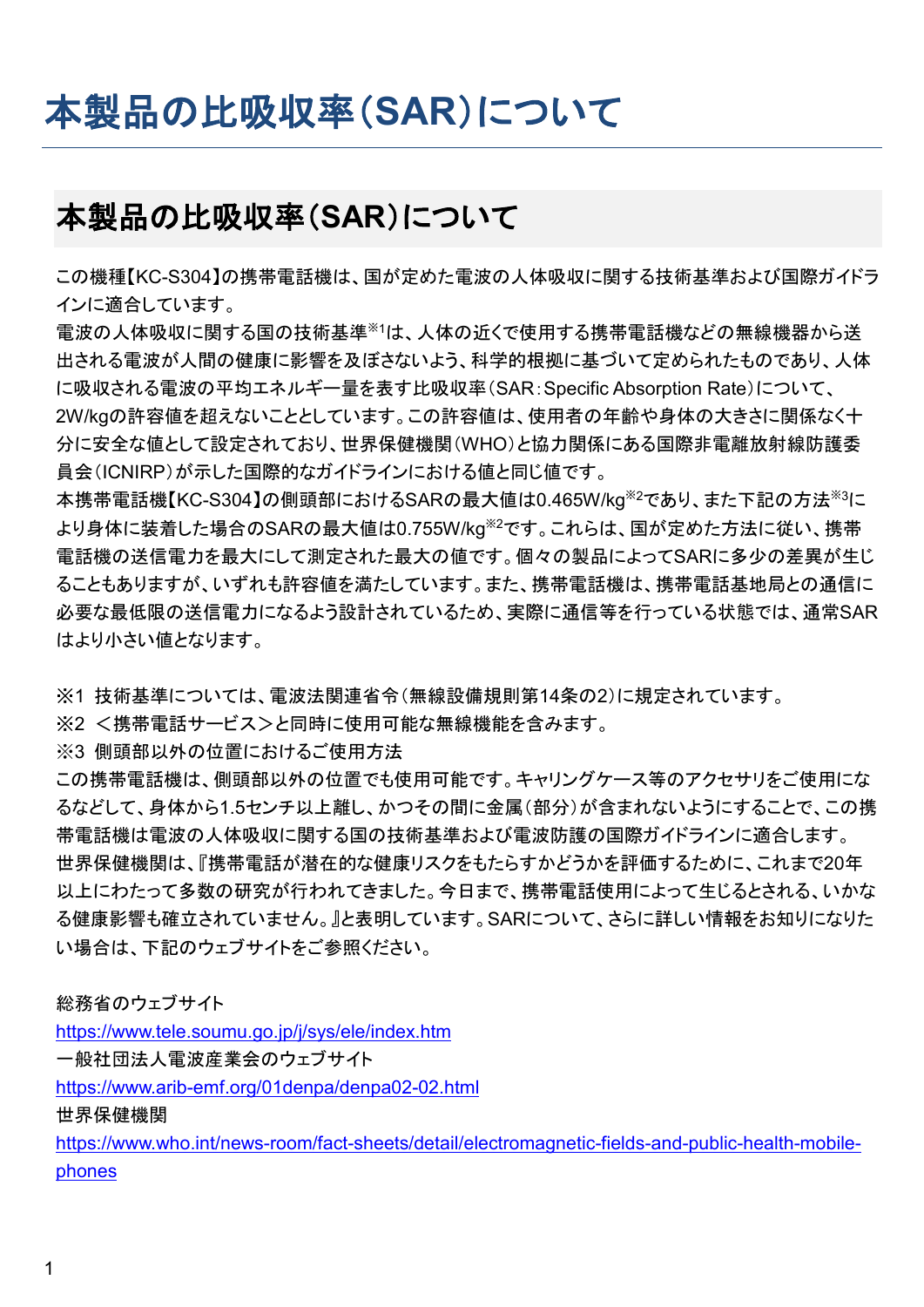# 本製品の比吸収率(SAR)について

## 本製品の比吸収率(SAR)について

この機種【KC-S304】の携帯電話機は、国が定めた電波の人体吸収に関する技術基準および国際ガイドラインに適合しています。
電波の人体吸収に関する国の技術基準※1は、人体の近くで使用する携帯電話機などの無線機器から送出される電波が人間の健康に影響を及ぼさないよう、科学的根拠に基づいて定められたものであり、人体に吸収される電波の平均エネルギー量を表す比吸収率(SAR:Specific Absorption Rate)について、2W/kgの許容値を超えないこととしています。この許容値は、使用者の年齢や身体の大きさに関係なく十分に安全な値として設定されており、世界保健機関(WHO)と協力関係にある国際非電離放射線防護委員会(ICNIRP)が示した国際的なガイドラインにおける値と同じ値です。
本携帯電話機【KC-S304】の側頭部におけるSARの最大値は0.465W/kg※2であり、また下記の方法※3により身体に装着した場合のSARの最大値は0.755W/kg※2です。これらは、国が定めた方法に従い、携帯電話機の送信電力を最大にして測定された最大の値です。個々の製品によってSARに多少の差異が生じることもありますが、いずれも許容値を満たしています。また、携帯電話機は、携帯電話基地局との通信に必要な最低限の送信電力になるよう設計されているため、実際に通信等を行っている状態では、通常SARはより小さい値となります。

※1 技術基準については、電波法関連省令(無線設備規則第14条の2)に規定されています。
※2 <携帯電話サービス>と同時に使用可能な無線機能を含みます。
※3 側頭部以外の位置におけるご使用方法
この携帯電話機は、側頭部以外の位置でも使用可能です。キャリングケース等のアクセサリをご使用になるなどして、身体から1.5センチ以上離し、かつその間に金属(部分)が含まれないようにすることで、この携帯電話機は電波の人体吸収に関する国の技術基準および電波防護の国際ガイドラインに適合します。
世界保健機関は、『携帯電話が潜在的な健康リスクをもたらすかどうかを評価するために、これまで20年以上にわたって多数の研究が行われてきました。今日まで、携帯電話使用によって生じるとされる、いかなる健康影響も確立されていません。』と表明しています。SARについて、さらに詳しい情報をお知りになりたい場合は、下記のウェブサイトをご参照ください。

総務省のウェブサイト
https://www.tele.soumu.go.jp/j/sys/ele/index.htm
一般社団法人電波産業会のウェブサイト
https://www.arib-emf.org/01denpa/denpa02-02.html
世界保健機関
https://www.who.int/news-room/fact-sheets/detail/electromagnetic-fields-and-public-health-mobile-phones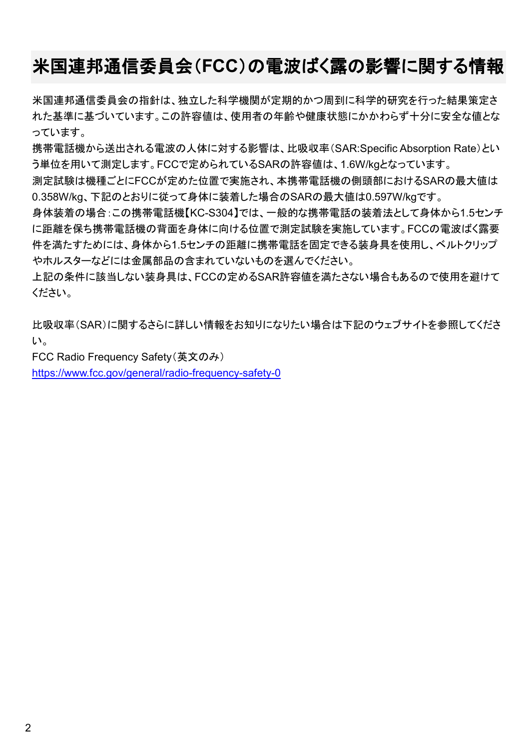# 米国連邦通信委員会（FCC）の電波ばく露の影響に関する情報

米国連邦通信委員会の指針は、独立した科学機関が定期的かつ周到に科学的研究を行った結果策定された基準に基づいています。この許容値は、使用者の年齢や健康状態にかかわらず十分に安全な値となっています。

携帯電話機から送出される電波の人体に対する影響は、比吸収率（SAR:Specific Absorption Rate）という単位を用いて測定します。FCCで定められているSARの許容値は、1.6W/kgとなっています。

測定試験は機種ごとにFCCが定めた位置で実施され、本携帯電話機の側頭部におけるSARの最大値は0.358W/kg、下記のとおりに従って身体に装着した場合のSARの最大値は0.597W/kgです。

身体装着の場合：この携帯電話機【KC-S304】では、一般的な携帯電話の装着法として身体から1.5センチに距離を保ち携帯電話機の背面を身体に向ける位置で測定試験を実施しています。FCCの電波ばく露要件を満たすためには、身体から1.5センチの距離に携帯電話を固定できる装身具を使用し、ベルトクリップやホルスターなどには金属部品の含まれていないものを選んでください。

上記の条件に該当しない装身具は、FCCの定めるSAR許容値を満たさない場合もあるので使用を避けてください。

比吸収率（SAR）に関するさらに詳しい情報をお知りになりたい場合は下記のウェブサイトを参照してください。

FCC Radio Frequency Safety（英文のみ）

https://www.fcc.gov/general/radio-frequency-safety-0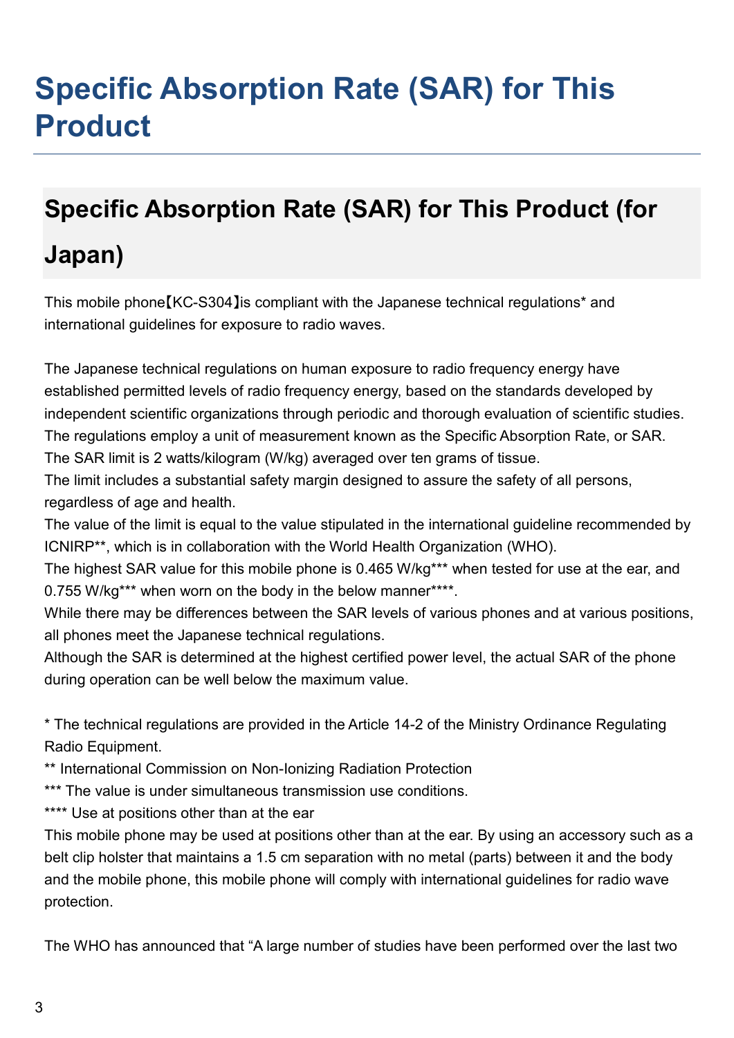# Specific Absorption Rate (SAR) for This Product

## Specific Absorption Rate (SAR) for This Product (for Japan)

This mobile phone【KC-S304】is compliant with the Japanese technical regulations* and international guidelines for exposure to radio waves.

The Japanese technical regulations on human exposure to radio frequency energy have established permitted levels of radio frequency energy, based on the standards developed by independent scientific organizations through periodic and thorough evaluation of scientific studies.
The regulations employ a unit of measurement known as the Specific Absorption Rate, or SAR.
The SAR limit is 2 watts/kilogram (W/kg) averaged over ten grams of tissue.
The limit includes a substantial safety margin designed to assure the safety of all persons, regardless of age and health.
The value of the limit is equal to the value stipulated in the international guideline recommended by ICNIRP**, which is in collaboration with the World Health Organization (WHO).
The highest SAR value for this mobile phone is 0.465 W/kg*** when tested for use at the ear, and 0.755 W/kg*** when worn on the body in the below manner****.
While there may be differences between the SAR levels of various phones and at various positions, all phones meet the Japanese technical regulations.
Although the SAR is determined at the highest certified power level, the actual SAR of the phone during operation can be well below the maximum value.

* The technical regulations are provided in the Article 14-2 of the Ministry Ordinance Regulating Radio Equipment.
** International Commission on Non-Ionizing Radiation Protection
*** The value is under simultaneous transmission use conditions.
**** Use at positions other than at the ear
This mobile phone may be used at positions other than at the ear. By using an accessory such as a belt clip holster that maintains a 1.5 cm separation with no metal (parts) between it and the body and the mobile phone, this mobile phone will comply with international guidelines for radio wave protection.

The WHO has announced that "A large number of studies have been performed over the last two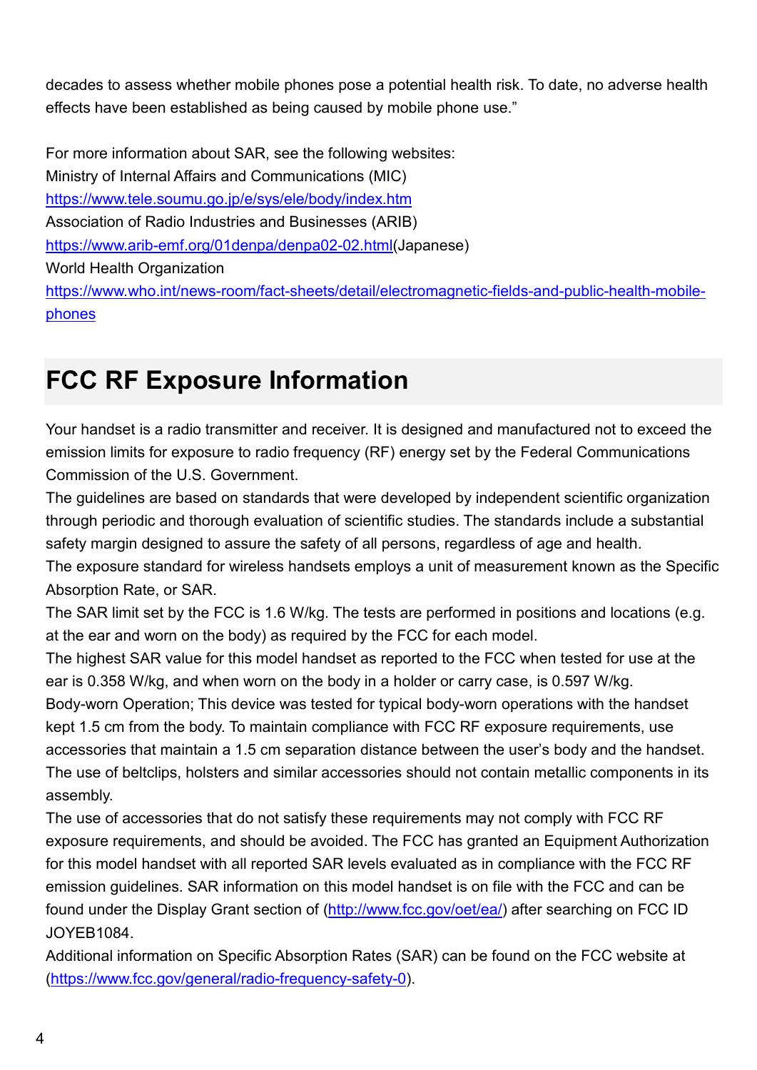decades to assess whether mobile phones pose a potential health risk. To date, no adverse health effects have been established as being caused by mobile phone use."

For more information about SAR, see the following websites:
Ministry of Internal Affairs and Communications (MIC)
https://www.tele.soumu.go.jp/e/sys/ele/body/index.htm
Association of Radio Industries and Businesses (ARIB)
https://www.arib-emf.org/01denpa/denpa02-02.html(Japanese)
World Health Organization
https://www.who.int/news-room/fact-sheets/detail/electromagnetic-fields-and-public-health-mobile-phones

# FCC RF Exposure Information

Your handset is a radio transmitter and receiver. It is designed and manufactured not to exceed the emission limits for exposure to radio frequency (RF) energy set by the Federal Communications Commission of the U.S. Government.
The guidelines are based on standards that were developed by independent scientific organization through periodic and thorough evaluation of scientific studies. The standards include a substantial safety margin designed to assure the safety of all persons, regardless of age and health.
The exposure standard for wireless handsets employs a unit of measurement known as the Specific Absorption Rate, or SAR.
The SAR limit set by the FCC is 1.6 W/kg. The tests are performed in positions and locations (e.g. at the ear and worn on the body) as required by the FCC for each model.
The highest SAR value for this model handset as reported to the FCC when tested for use at the ear is 0.358 W/kg, and when worn on the body in a holder or carry case, is 0.597 W/kg.
Body-worn Operation; This device was tested for typical body-worn operations with the handset kept 1.5 cm from the body. To maintain compliance with FCC RF exposure requirements, use accessories that maintain a 1.5 cm separation distance between the user's body and the handset. The use of beltclips, holsters and similar accessories should not contain metallic components in its assembly.
The use of accessories that do not satisfy these requirements may not comply with FCC RF exposure requirements, and should be avoided. The FCC has granted an Equipment Authorization for this model handset with all reported SAR levels evaluated as in compliance with the FCC RF emission guidelines. SAR information on this model handset is on file with the FCC and can be found under the Display Grant section of (http://www.fcc.gov/oet/ea/) after searching on FCC ID JOYEB1084.
Additional information on Specific Absorption Rates (SAR) can be found on the FCC website at (https://www.fcc.gov/general/radio-frequency-safety-0).